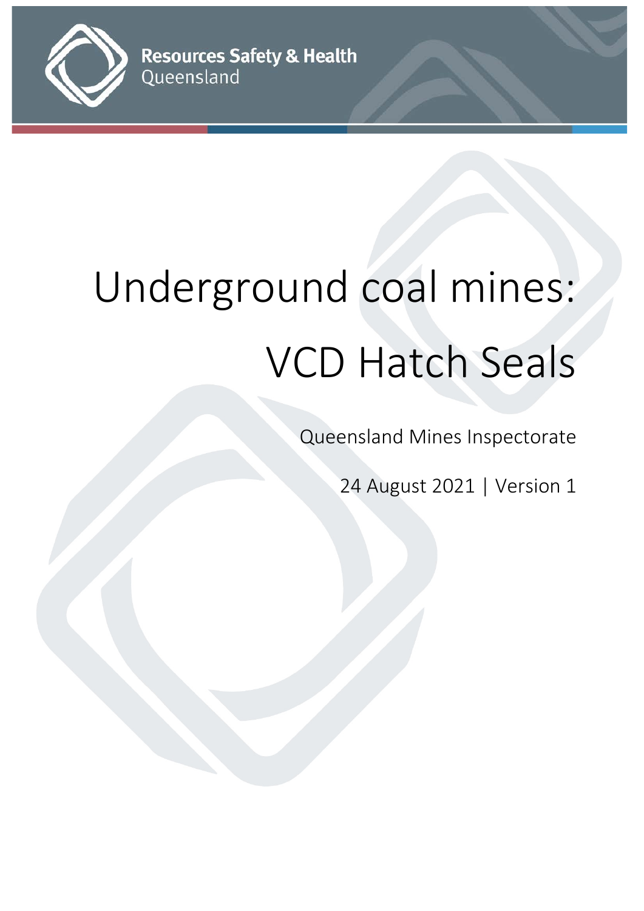Resources Safety & Health Queensland

# Underground coal mines: VCD Hatch Seals

Queensland Mines Inspectorate

24 August 2021 | Version 1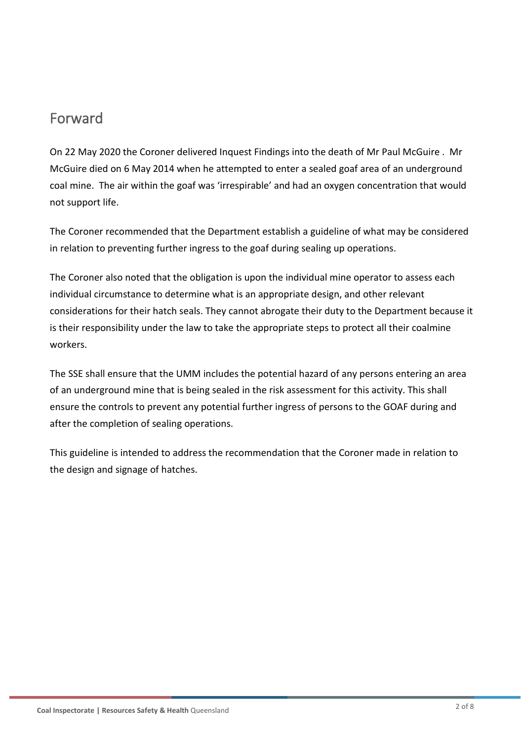## Forward

On 22 May 2020 the Coroner delivered Inquest Findings into the death of Mr Paul McGuire . Mr McGuire died on 6 May 2014 when he attempted to enter a sealed goaf area of an underground coal mine. The air within the goaf was 'irrespirable' and had an oxygen concentration that would not support life.

The Coroner recommended that the Department establish a guideline of what may be considered in relation to preventing further ingress to the goaf during sealing up operations.

The Coroner also noted that the obligation is upon the individual mine operator to assess each individual circumstance to determine what is an appropriate design, and other relevant considerations for their hatch seals. They cannot abrogate their duty to the Department because it is their responsibility under the law to take the appropriate steps to protect all their coalmine workers.

The SSE shall ensure that the UMM includes the potential hazard of any persons entering an area of an underground mine that is being sealed in the risk assessment for this activity. This shall ensure the controls to prevent any potential further ingress of persons to the GOAF during and after the completion of sealing operations.

This guideline is intended to address the recommendation that the Coroner made in relation to the design and signage of hatches.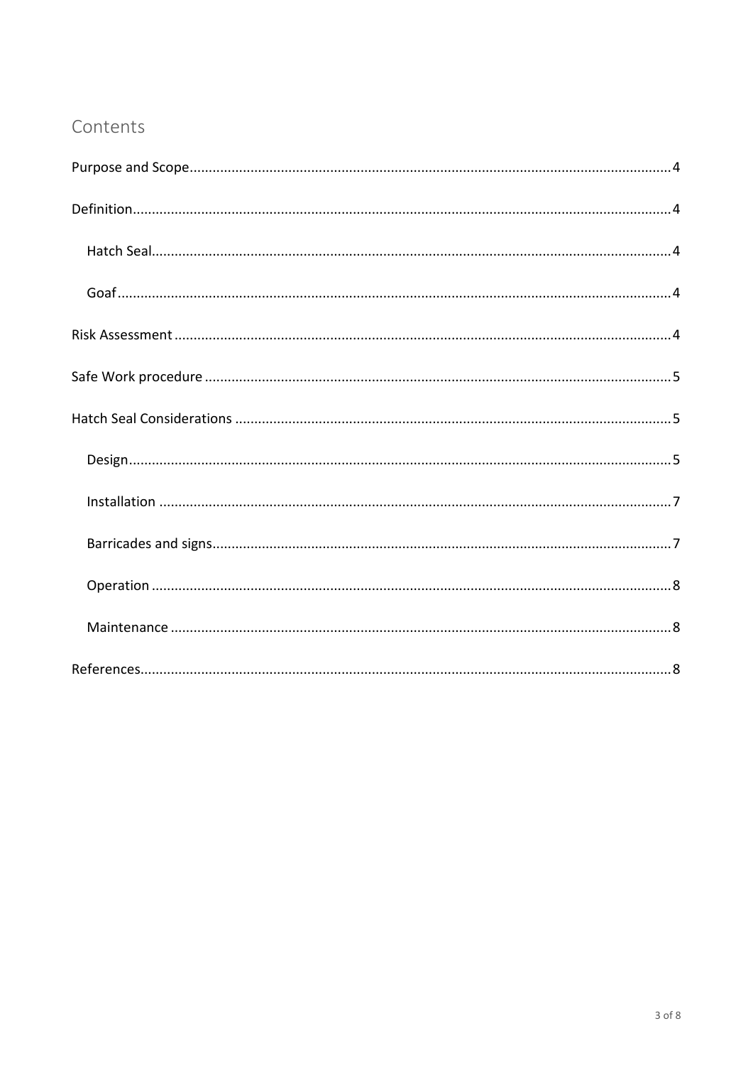## Contents

- Purpose and Scope .... 4
- Definition .... 4
  - Hatch Seal .... 4
  - Goaf .... 4
- Risk Assessment .... 4
- Safe Work procedure .... 5
- Hatch Seal Considerations .... 5
  - Design .... 5
  - Installation .... 7
  - Barricades and signs .... 7
  - Operation .... 8
  - Maintenance .... 8
- References .... 8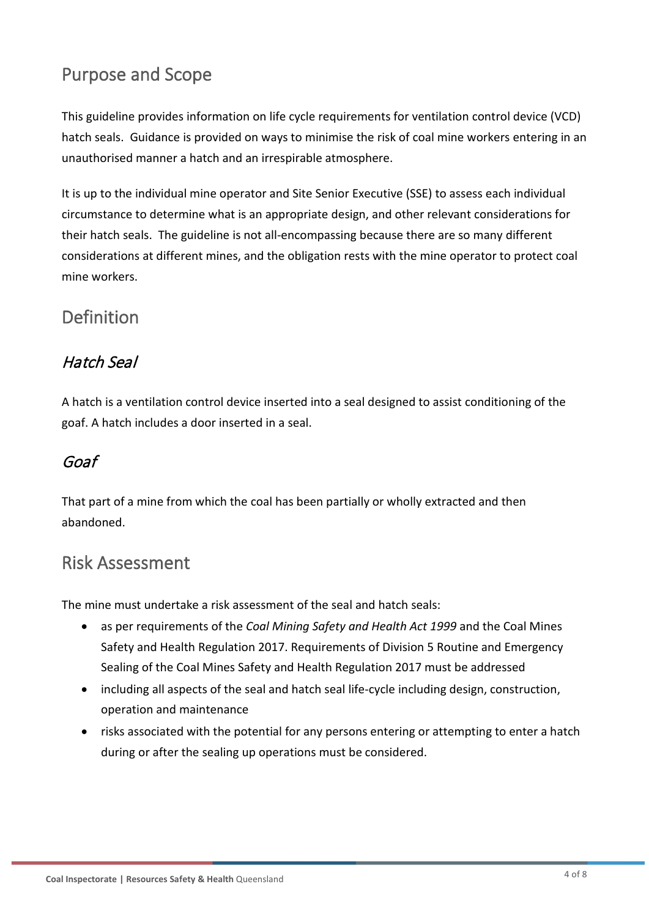## Purpose and Scope

This guideline provides information on life cycle requirements for ventilation control device (VCD) hatch seals. Guidance is provided on ways to minimise the risk of coal mine workers entering in an unauthorised manner a hatch and an irrespirable atmosphere.

It is up to the individual mine operator and Site Senior Executive (SSE) to assess each individual circumstance to determine what is an appropriate design, and other relevant considerations for their hatch seals. The guideline is not all-encompassing because there are so many different considerations at different mines, and the obligation rests with the mine operator to protect coal mine workers.

## Definition

### *Hatch Seal*

A hatch is a ventilation control device inserted into a seal designed to assist conditioning of the goaf. A hatch includes a door inserted in a seal.

### *Goaf*

That part of a mine from which the coal has been partially or wholly extracted and then abandoned.

## Risk Assessment

The mine must undertake a risk assessment of the seal and hatch seals:

- as per requirements of the *Coal Mining Safety and Health Act 1999* and the Coal Mines Safety and Health Regulation 2017. Requirements of Division 5 Routine and Emergency Sealing of the Coal Mines Safety and Health Regulation 2017 must be addressed
- including all aspects of the seal and hatch seal life-cycle including design, construction, operation and maintenance
- risks associated with the potential for any persons entering or attempting to enter a hatch during or after the sealing up operations must be considered.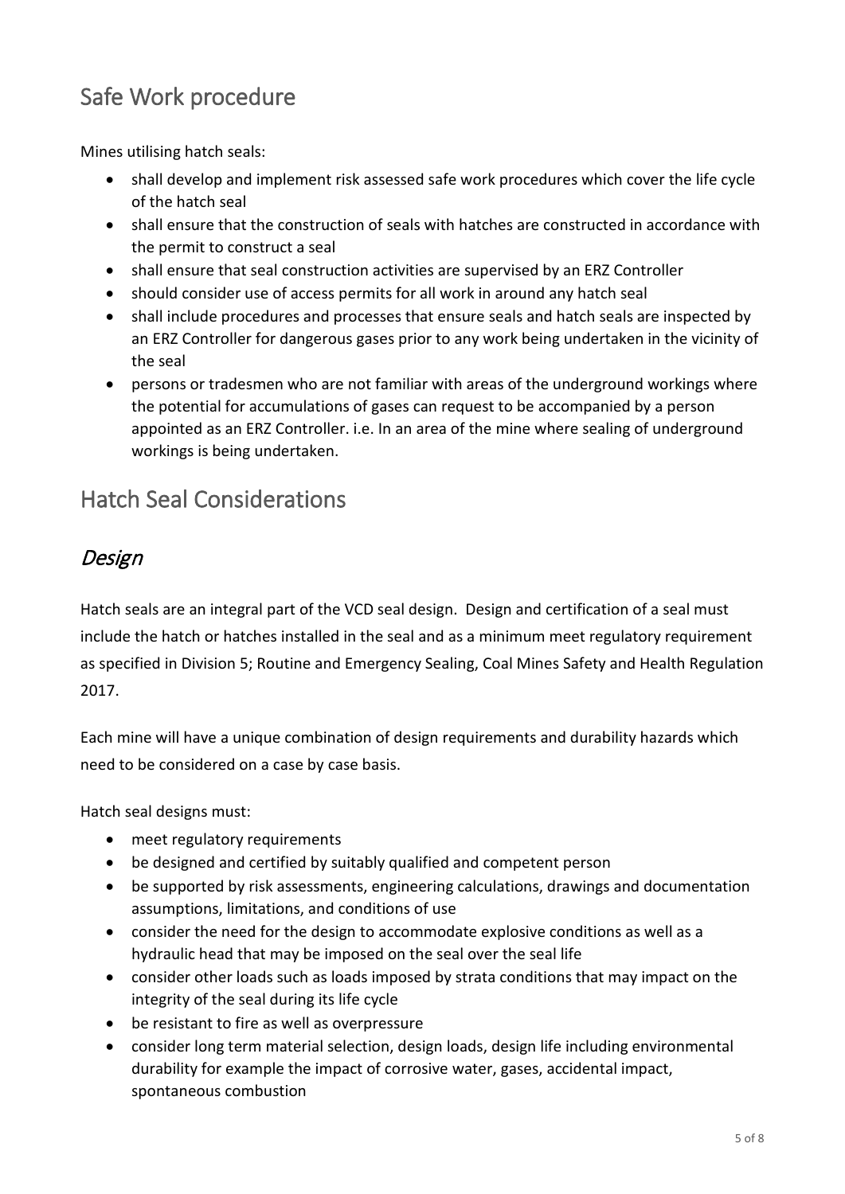## Safe Work procedure

Mines utilising hatch seals:

- shall develop and implement risk assessed safe work procedures which cover the life cycle of the hatch seal
- shall ensure that the construction of seals with hatches are constructed in accordance with the permit to construct a seal
- shall ensure that seal construction activities are supervised by an ERZ Controller
- should consider use of access permits for all work in around any hatch seal
- shall include procedures and processes that ensure seals and hatch seals are inspected by an ERZ Controller for dangerous gases prior to any work being undertaken in the vicinity of the seal
- persons or tradesmen who are not familiar with areas of the underground workings where the potential for accumulations of gases can request to be accompanied by a person appointed as an ERZ Controller. i.e. In an area of the mine where sealing of underground workings is being undertaken.

## Hatch Seal Considerations

### *Design*

Hatch seals are an integral part of the VCD seal design. Design and certification of a seal must include the hatch or hatches installed in the seal and as a minimum meet regulatory requirement as specified in Division 5; Routine and Emergency Sealing, Coal Mines Safety and Health Regulation 2017.

Each mine will have a unique combination of design requirements and durability hazards which need to be considered on a case by case basis.

Hatch seal designs must:

- meet regulatory requirements
- be designed and certified by suitably qualified and competent person
- be supported by risk assessments, engineering calculations, drawings and documentation assumptions, limitations, and conditions of use
- consider the need for the design to accommodate explosive conditions as well as a hydraulic head that may be imposed on the seal over the seal life
- consider other loads such as loads imposed by strata conditions that may impact on the integrity of the seal during its life cycle
- be resistant to fire as well as overpressure
- consider long term material selection, design loads, design life including environmental durability for example the impact of corrosive water, gases, accidental impact, spontaneous combustion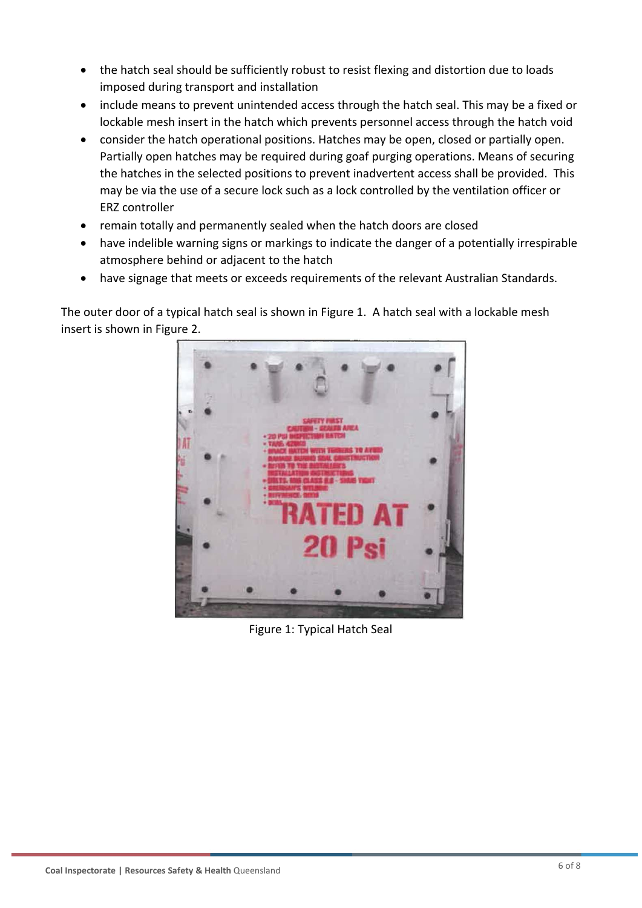- the hatch seal should be sufficiently robust to resist flexing and distortion due to loads imposed during transport and installation
- include means to prevent unintended access through the hatch seal. This may be a fixed or lockable mesh insert in the hatch which prevents personnel access through the hatch void
- consider the hatch operational positions. Hatches may be open, closed or partially open. Partially open hatches may be required during goaf purging operations. Means of securing the hatches in the selected positions to prevent inadvertent access shall be provided. This may be via the use of a secure lock such as a lock controlled by the ventilation officer or ERZ controller
- remain totally and permanently sealed when the hatch doors are closed
- have indelible warning signs or markings to indicate the danger of a potentially irrespirable atmosphere behind or adjacent to the hatch
- have signage that meets or exceeds requirements of the relevant Australian Standards.

The outer door of a typical hatch seal is shown in Figure 1. A hatch seal with a lockable mesh insert is shown in Figure 2.

Figure 1: Typical Hatch Seal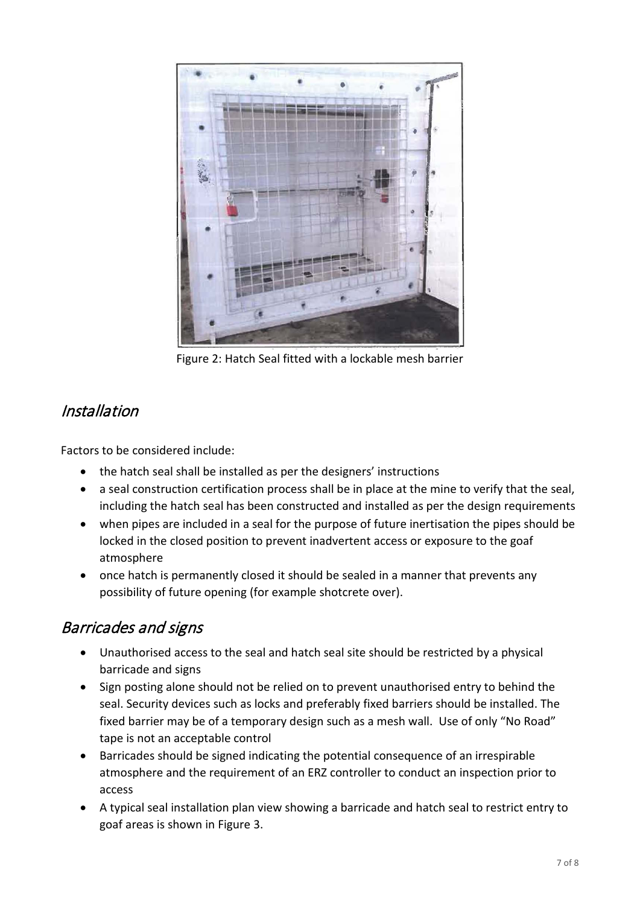Figure 2: Hatch Seal fitted with a lockable mesh barrier

## *Installation*

Factors to be considered include:

- the hatch seal shall be installed as per the designers' instructions
- a seal construction certification process shall be in place at the mine to verify that the seal, including the hatch seal has been constructed and installed as per the design requirements
- when pipes are included in a seal for the purpose of future inertisation the pipes should be locked in the closed position to prevent inadvertent access or exposure to the goaf atmosphere
- once hatch is permanently closed it should be sealed in a manner that prevents any possibility of future opening (for example shotcrete over).

## *Barricades and signs*

- Unauthorised access to the seal and hatch seal site should be restricted by a physical barricade and signs
- Sign posting alone should not be relied on to prevent unauthorised entry to behind the seal. Security devices such as locks and preferably fixed barriers should be installed. The fixed barrier may be of a temporary design such as a mesh wall. Use of only "No Road" tape is not an acceptable control
- Barricades should be signed indicating the potential consequence of an irrespirable atmosphere and the requirement of an ERZ controller to conduct an inspection prior to access
- A typical seal installation plan view showing a barricade and hatch seal to restrict entry to goaf areas is shown in Figure 3.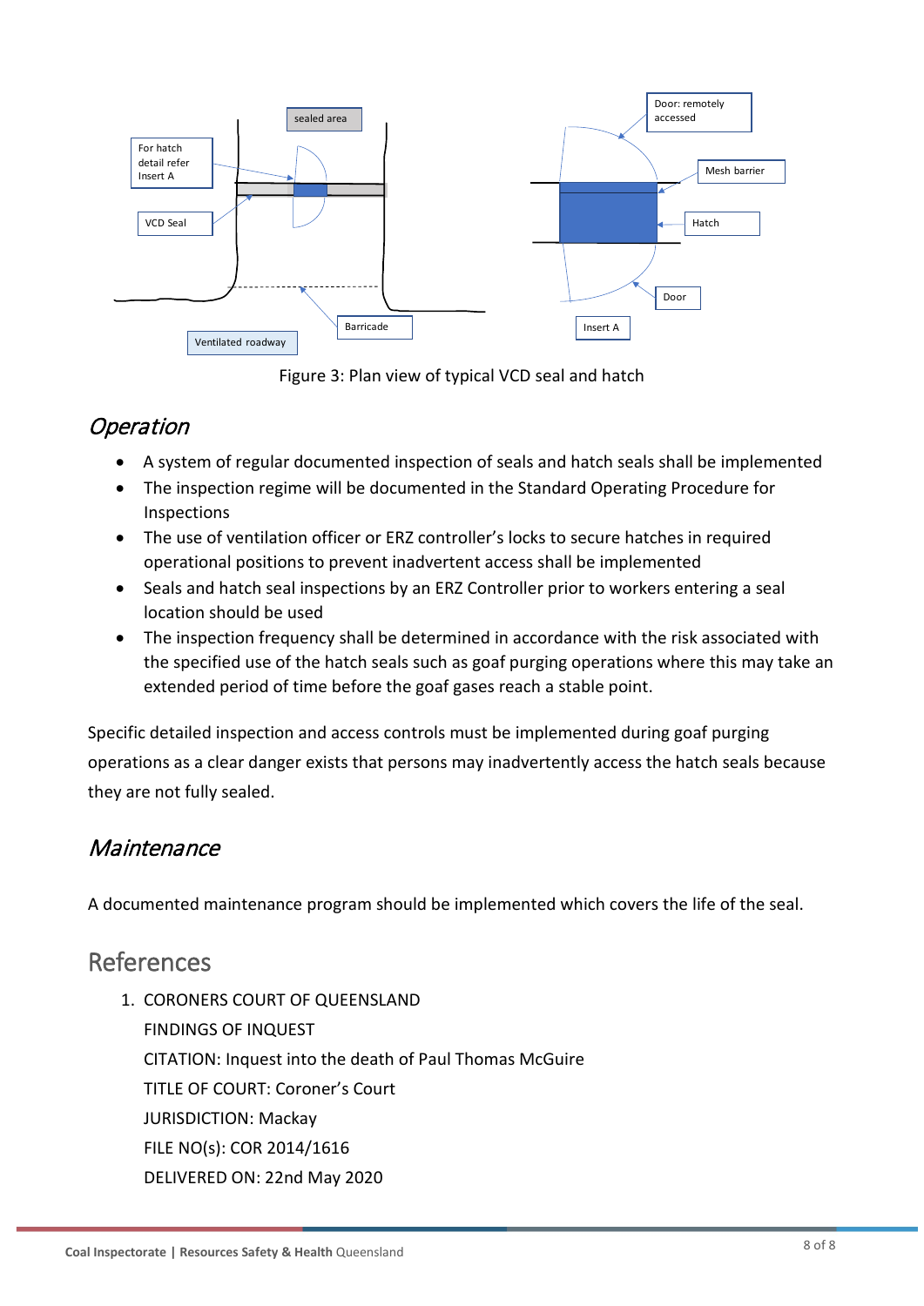sealed area

For hatch detail refer Insert A

VCD Seal

Barricade

Ventilated roadway

Door: remotely accessed

Mesh barrier

Hatch

Door

Insert A

Figure 3: Plan view of typical VCD seal and hatch

## *Operation*

- A system of regular documented inspection of seals and hatch seals shall be implemented
- The inspection regime will be documented in the Standard Operating Procedure for Inspections
- The use of ventilation officer or ERZ controller's locks to secure hatches in required operational positions to prevent inadvertent access shall be implemented
- Seals and hatch seal inspections by an ERZ Controller prior to workers entering a seal location should be used
- The inspection frequency shall be determined in accordance with the risk associated with the specified use of the hatch seals such as goaf purging operations where this may take an extended period of time before the goaf gases reach a stable point.

Specific detailed inspection and access controls must be implemented during goaf purging operations as a clear danger exists that persons may inadvertently access the hatch seals because they are not fully sealed.

## *Maintenance*

A documented maintenance program should be implemented which covers the life of the seal.

## References

1. CORONERS COURT OF QUEENSLAND
   FINDINGS OF INQUEST
   CITATION: Inquest into the death of Paul Thomas McGuire
   TITLE OF COURT: Coroner's Court
   JURISDICTION: Mackay
   FILE NO(s): COR 2014/1616
   DELIVERED ON: 22nd May 2020